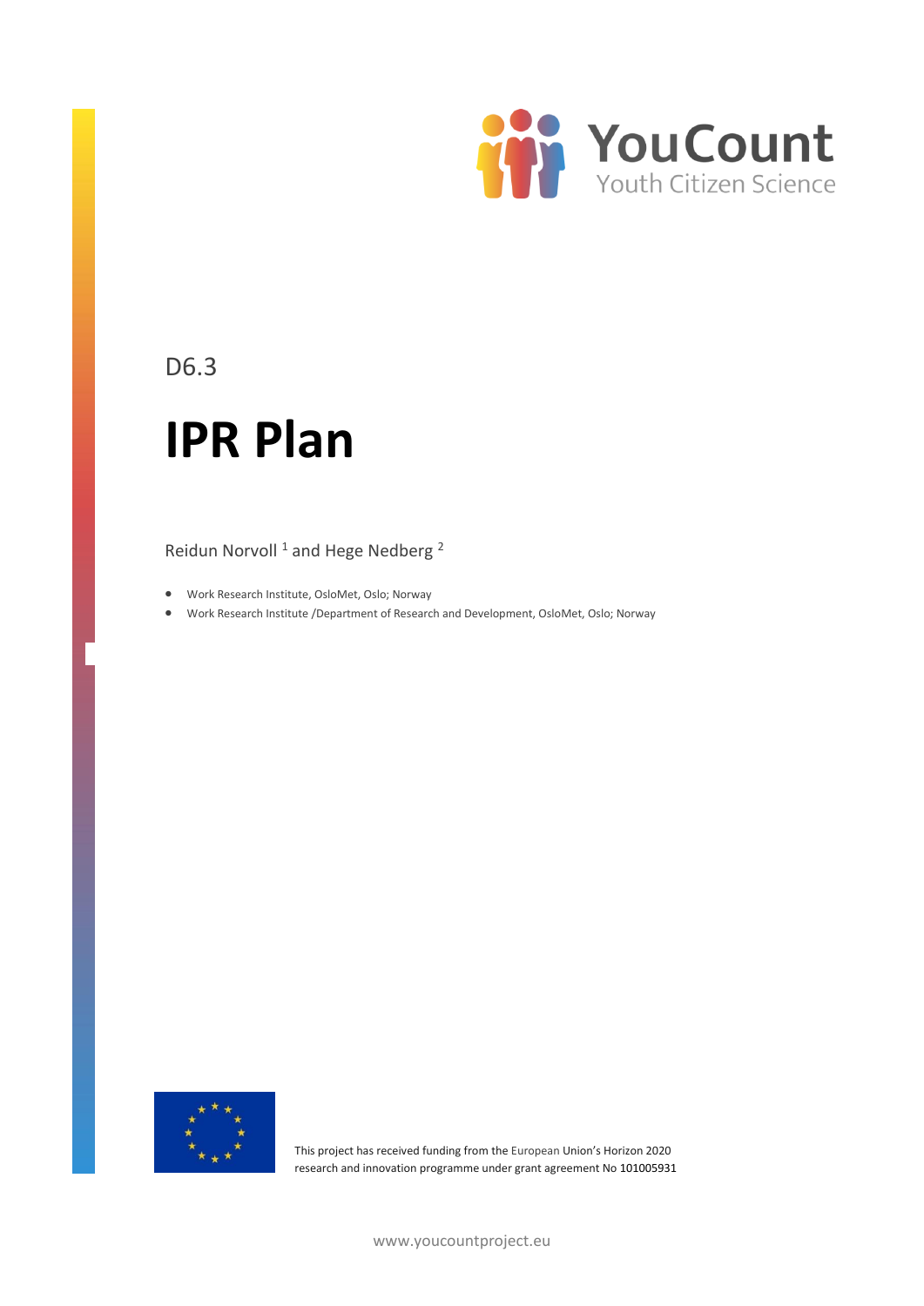YouCount
Youth Citizen Science

D6.3

# IPR Plan

Reidun Norvoll [1] and Hege Nedberg [2]

- Work Research Institute, OsloMet, Oslo; Norway
- Work Research Institute /Department of Research and Development, OsloMet, Oslo; Norway

This project has received funding from the European Union's Horizon 2020 research and innovation programme under grant agreement No 101005931

www.youcountproject.eu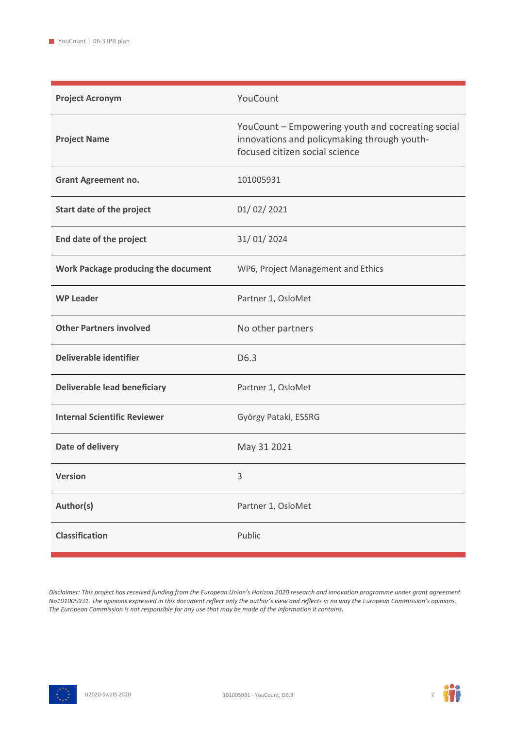| Project Acronym | YouCount |
|---|---|
| Project Name | YouCount – Empowering youth and cocreating social innovations and policymaking through youth-focused citizen social science |
| Grant Agreement no. | 101005931 |
| Start date of the project | 01/ 02/ 2021 |
| End date of the project | 31/ 01/ 2024 |
| Work Package producing the document | WP6, Project Management and Ethics |
| WP Leader | Partner 1, OsloMet |
| Other Partners involved | No other partners |
| Deliverable identifier | D6.3 |
| Deliverable lead beneficiary | Partner 1, OsloMet |
| Internal Scientific Reviewer | György Pataki, ESSRG |
| Date of delivery | May 31 2021 |
| Version | 3 |
| Author(s) | Partner 1, OsloMet |
| Classification | Public |

*Disclaimer: This project has received funding from the European Union's Horizon 2020 research and innovation programme under grant agreement No101005931. The opinions expressed in this document reflect only the author's view and reflects in no way the European Commission's opinions. The European Commission is not responsible for any use that may be made of the information it contains.*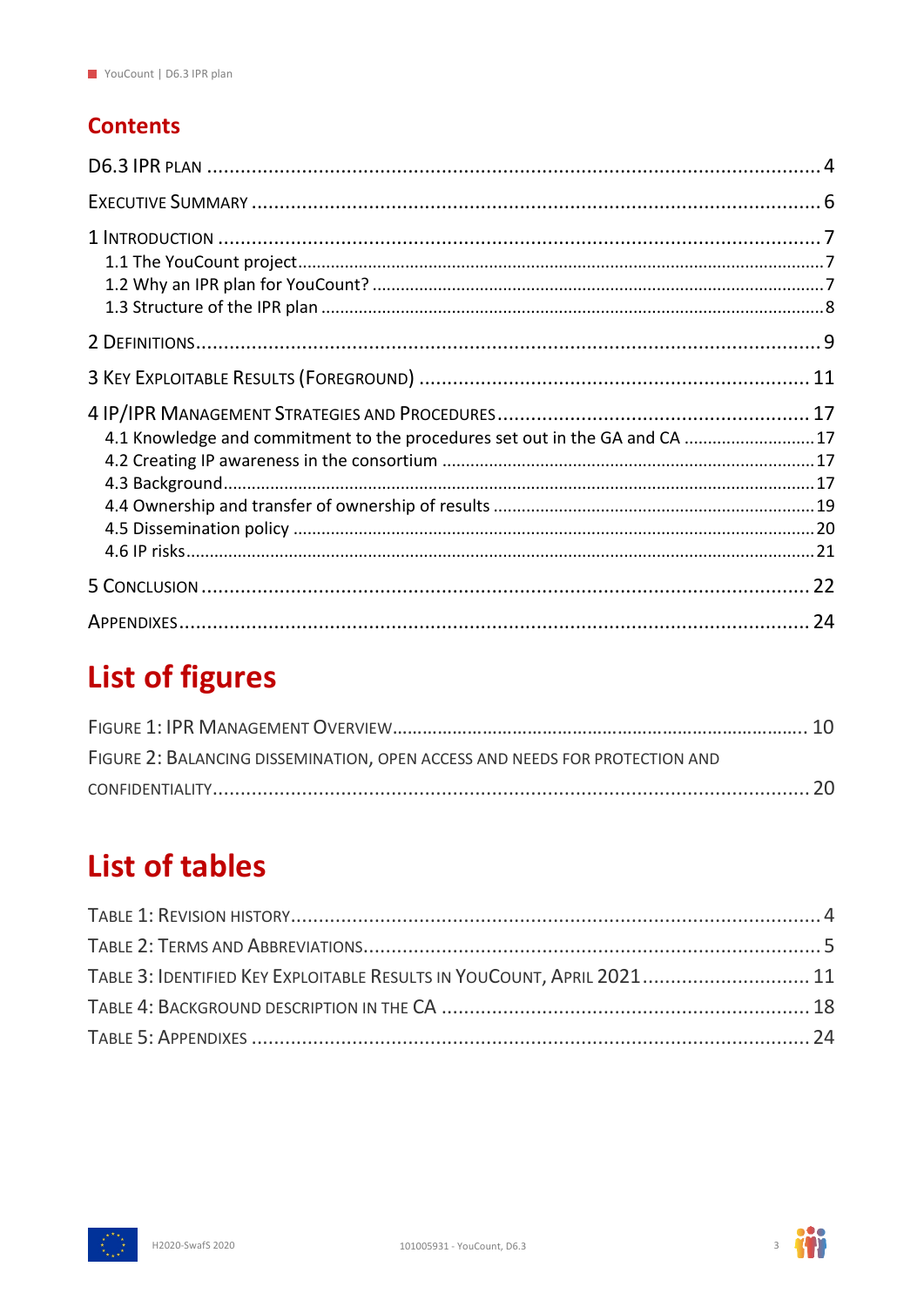## Contents

D6.3 IPR plan ........................................................................ 4

Executive Summary ................................................................... 6

1 Introduction ........................................................................ 7
- 1.1 The YouCount project ............................................................ 7
- 1.2 Why an IPR plan for YouCount? ................................................... 7
- 1.3 Structure of the IPR plan ........................................................ 8

2 Definitions ......................................................................... 9

3 Key Exploitable Results (Foreground) ................................................ 11

4 IP/IPR Management Strategies and Procedures .......................................... 17
- 4.1 Knowledge and commitment to the procedures set out in the GA and CA ............. 17
- 4.2 Creating IP awareness in the consortium ......................................... 17
- 4.3 Background ...................................................................... 17
- 4.4 Ownership and transfer of ownership of results .................................. 19
- 4.5 Dissemination policy ............................................................ 20
- 4.6 IP risks ......................................................................... 21

5 Conclusion .......................................................................... 22

Appendixes ............................................................................ 24

# List of figures

Figure 1: IPR Management Overview ..................................................... 10

Figure 2: Balancing dissemination, open access and needs for protection and confidentiality ... 20

# List of tables

Table 1: Revision history .............................................................. 4

Table 2: Terms and abbreviations ....................................................... 5

Table 3: Identified Key Exploitable Results in YouCount, April 2021 ................... 11

Table 4: Background description in the CA ............................................. 18

Table 5: Appendixes ................................................................... 24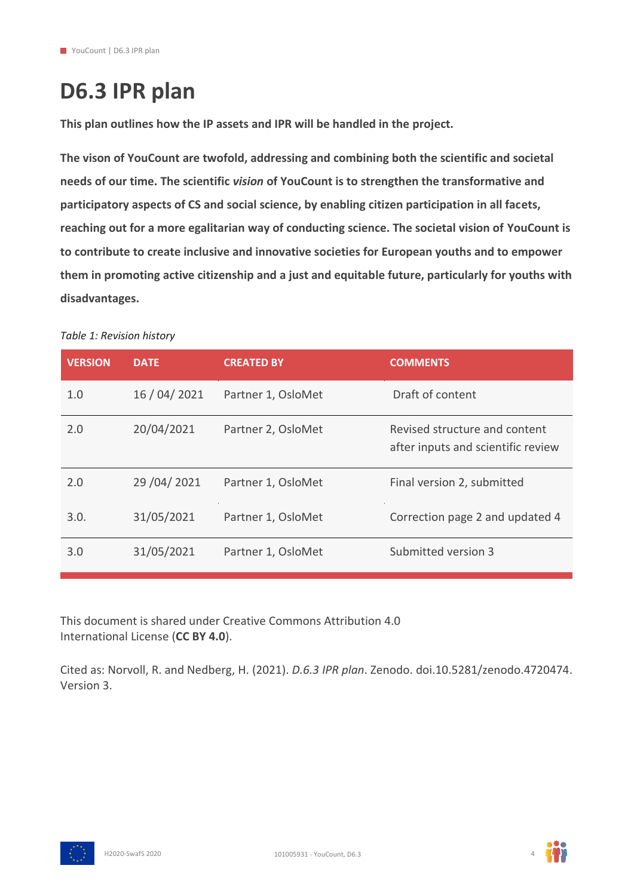# D6.3 IPR plan

**This plan outlines how the IP assets and IPR will be handled in the project.**

**The vison of YouCount are twofold, addressing and combining both the scientific and societal needs of our time. The scientific *vision* of YouCount is to strengthen the transformative and participatory aspects of CS and social science, by enabling citizen participation in all facets, reaching out for a more egalitarian way of conducting science. The societal vision of YouCount is to contribute to create inclusive and innovative societies for European youths and to empower them in promoting active citizenship and a just and equitable future, particularly for youths with disadvantages.**

*Table 1: Revision history*

| VERSION | DATE | CREATED BY | COMMENTS |
|---|---|---|---|
| 1.0 | 16 / 04/ 2021 | Partner 1, OsloMet | Draft of content |
| 2.0 | 20/04/2021 | Partner 2, OsloMet | Revised structure and content after inputs and scientific review |
| 2.0 | 29 /04/ 2021 | Partner 1, OsloMet | Final version 2, submitted |
| 3.0. | 31/05/2021 | Partner 1, OsloMet | Correction page 2 and updated 4 |
| 3.0 | 31/05/2021 | Partner 1, OsloMet | Submitted version 3 |

This document is shared under Creative Commons Attribution 4.0 International License (**CC BY 4.0**).

Cited as: Norvoll, R. and Nedberg, H. (2021). *D.6.3 IPR plan*. Zenodo. doi.10.5281/zenodo.4720474. Version 3.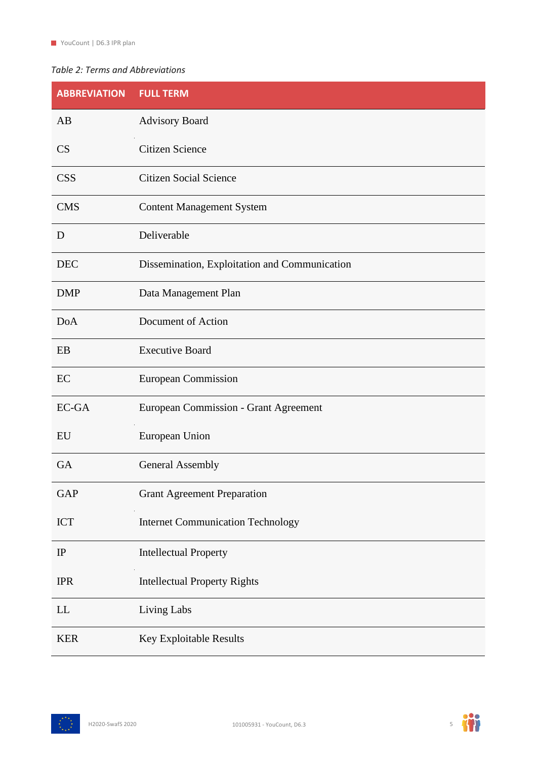*Table 2: Terms and Abbreviations*

| ABBREVIATION | FULL TERM |
|---|---|
| AB | Advisory Board |
| CS | Citizen Science |
| CSS | Citizen Social Science |
| CMS | Content Management System |
| D | Deliverable |
| DEC | Dissemination, Exploitation and Communication |
| DMP | Data Management Plan |
| DoA | Document of Action |
| EB | Executive Board |
| EC | European Commission |
| EC-GA | European Commission - Grant Agreement |
| EU | European Union |
| GA | General Assembly |
| GAP | Grant Agreement Preparation |
| ICT | Internet Communication Technology |
| IP | Intellectual Property |
| IPR | Intellectual Property Rights |
| LL | Living Labs |
| KER | Key Exploitable Results |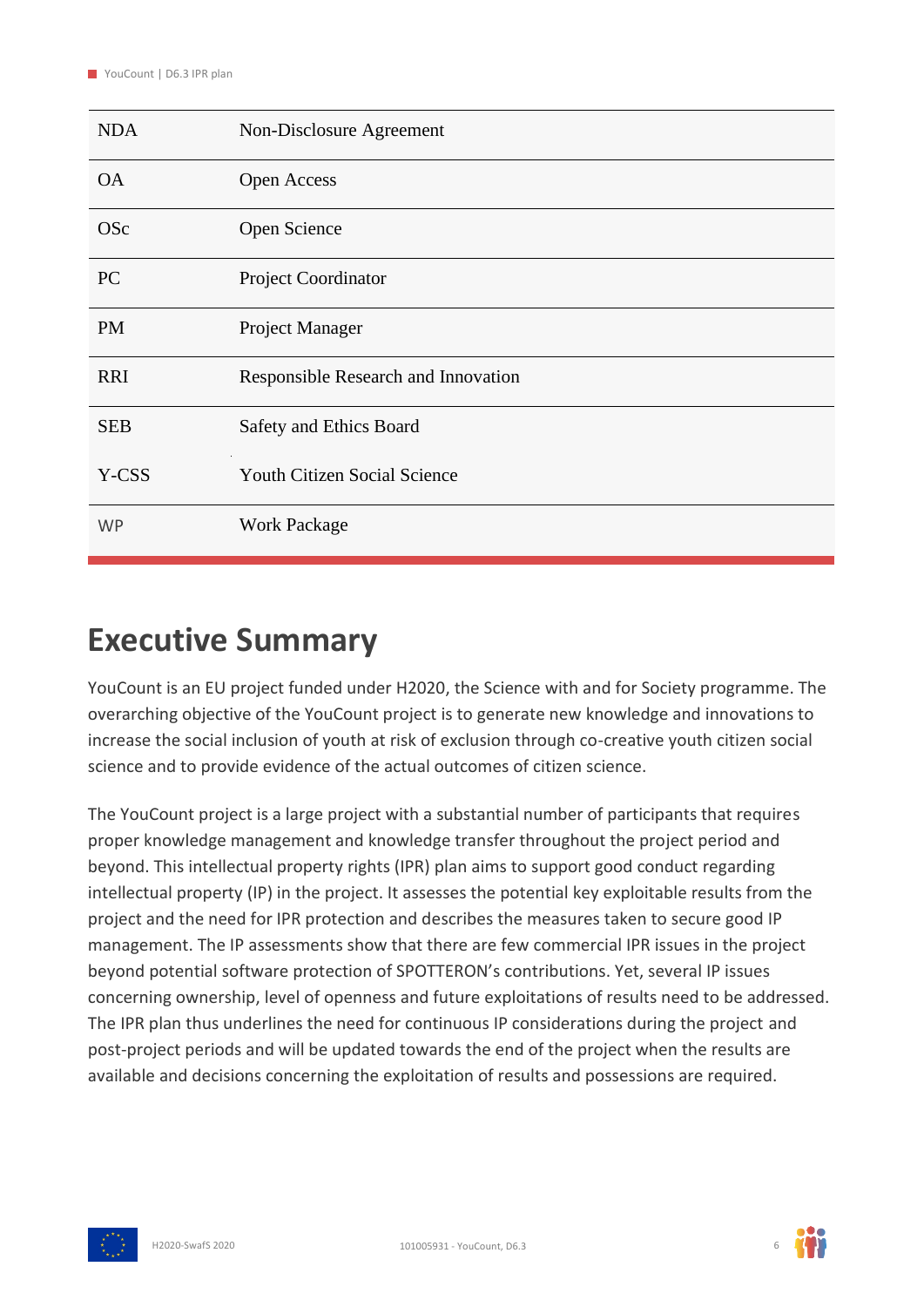| | |
|---|---|
| NDA | Non-Disclosure Agreement |
| OA | Open Access |
| OSc | Open Science |
| PC | Project Coordinator |
| PM | Project Manager |
| RRI | Responsible Research and Innovation |
| SEB | Safety and Ethics Board |
| Y-CSS | Youth Citizen Social Science |
| WP | Work Package |

# Executive Summary

YouCount is an EU project funded under H2020, the Science with and for Society programme. The overarching objective of the YouCount project is to generate new knowledge and innovations to increase the social inclusion of youth at risk of exclusion through co-creative youth citizen social science and to provide evidence of the actual outcomes of citizen science.

The YouCount project is a large project with a substantial number of participants that requires proper knowledge management and knowledge transfer throughout the project period and beyond. This intellectual property rights (IPR) plan aims to support good conduct regarding intellectual property (IP) in the project. It assesses the potential key exploitable results from the project and the need for IPR protection and describes the measures taken to secure good IP management. The IP assessments show that there are few commercial IPR issues in the project beyond potential software protection of SPOTTERON's contributions. Yet, several IP issues concerning ownership, level of openness and future exploitations of results need to be addressed. The IPR plan thus underlines the need for continuous IP considerations during the project and post-project periods and will be updated towards the end of the project when the results are available and decisions concerning the exploitation of results and possessions are required.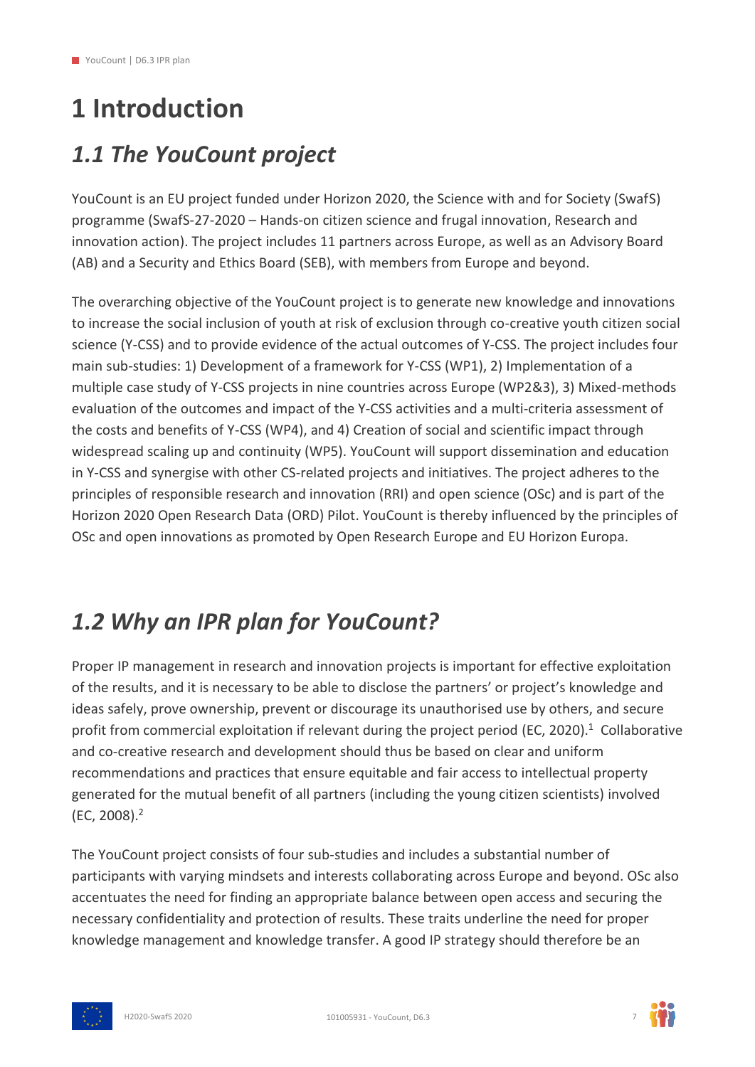# 1 Introduction

## *1.1 The YouCount project*

YouCount is an EU project funded under Horizon 2020, the Science with and for Society (SwafS) programme (SwafS-27-2020 – Hands-on citizen science and frugal innovation, Research and innovation action). The project includes 11 partners across Europe, as well as an Advisory Board (AB) and a Security and Ethics Board (SEB), with members from Europe and beyond.

The overarching objective of the YouCount project is to generate new knowledge and innovations to increase the social inclusion of youth at risk of exclusion through co-creative youth citizen social science (Y-CSS) and to provide evidence of the actual outcomes of Y-CSS. The project includes four main sub-studies: 1) Development of a framework for Y-CSS (WP1), 2) Implementation of a multiple case study of Y-CSS projects in nine countries across Europe (WP2&3), 3) Mixed-methods evaluation of the outcomes and impact of the Y-CSS activities and a multi-criteria assessment of the costs and benefits of Y-CSS (WP4), and 4) Creation of social and scientific impact through widespread scaling up and continuity (WP5). YouCount will support dissemination and education in Y-CSS and synergise with other CS-related projects and initiatives. The project adheres to the principles of responsible research and innovation (RRI) and open science (OSc) and is part of the Horizon 2020 Open Research Data (ORD) Pilot. YouCount is thereby influenced by the principles of OSc and open innovations as promoted by Open Research Europe and EU Horizon Europa.

## *1.2 Why an IPR plan for YouCount?*

Proper IP management in research and innovation projects is important for effective exploitation of the results, and it is necessary to be able to disclose the partners' or project's knowledge and ideas safely, prove ownership, prevent or discourage its unauthorised use by others, and secure profit from commercial exploitation if relevant during the project period (EC, 2020).[1] Collaborative and co-creative research and development should thus be based on clear and uniform recommendations and practices that ensure equitable and fair access to intellectual property generated for the mutual benefit of all partners (including the young citizen scientists) involved (EC, 2008).[2]

The YouCount project consists of four sub-studies and includes a substantial number of participants with varying mindsets and interests collaborating across Europe and beyond. OSc also accentuates the need for finding an appropriate balance between open access and securing the necessary confidentiality and protection of results. These traits underline the need for proper knowledge management and knowledge transfer. A good IP strategy should therefore be an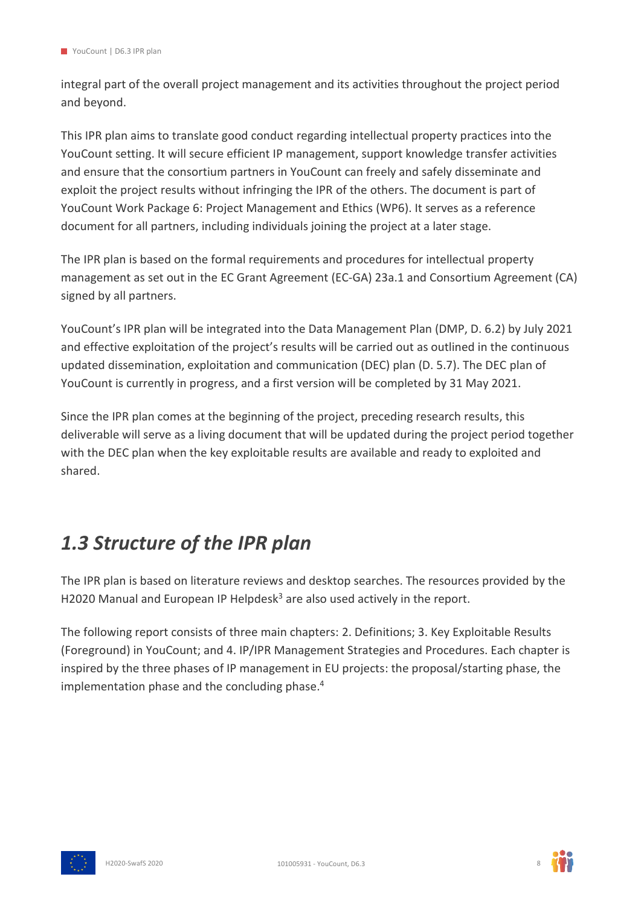integral part of the overall project management and its activities throughout the project period and beyond.

This IPR plan aims to translate good conduct regarding intellectual property practices into the YouCount setting. It will secure efficient IP management, support knowledge transfer activities and ensure that the consortium partners in YouCount can freely and safely disseminate and exploit the project results without infringing the IPR of the others. The document is part of YouCount Work Package 6: Project Management and Ethics (WP6). It serves as a reference document for all partners, including individuals joining the project at a later stage.

The IPR plan is based on the formal requirements and procedures for intellectual property management as set out in the EC Grant Agreement (EC-GA) 23a.1 and Consortium Agreement (CA) signed by all partners.

YouCount's IPR plan will be integrated into the Data Management Plan (DMP, D. 6.2) by July 2021 and effective exploitation of the project's results will be carried out as outlined in the continuous updated dissemination, exploitation and communication (DEC) plan (D. 5.7). The DEC plan of YouCount is currently in progress, and a first version will be completed by 31 May 2021.

Since the IPR plan comes at the beginning of the project, preceding research results, this deliverable will serve as a living document that will be updated during the project period together with the DEC plan when the key exploitable results are available and ready to exploited and shared.

## *1.3 Structure of the IPR plan*

The IPR plan is based on literature reviews and desktop searches. The resources provided by the H2020 Manual and European IP Helpdesk[3] are also used actively in the report.

The following report consists of three main chapters: 2. Definitions; 3. Key Exploitable Results (Foreground) in YouCount; and 4. IP/IPR Management Strategies and Procedures. Each chapter is inspired by the three phases of IP management in EU projects: the proposal/starting phase, the implementation phase and the concluding phase.[4]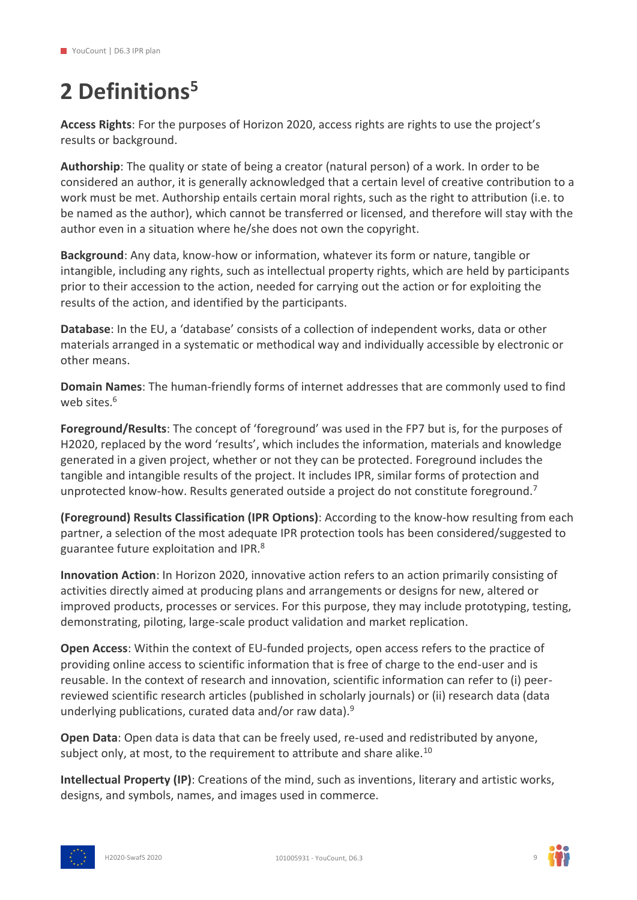# 2 Definitions[5]

**Access Rights**: For the purposes of Horizon 2020, access rights are rights to use the project's results or background.

**Authorship**: The quality or state of being a creator (natural person) of a work. In order to be considered an author, it is generally acknowledged that a certain level of creative contribution to a work must be met. Authorship entails certain moral rights, such as the right to attribution (i.e. to be named as the author), which cannot be transferred or licensed, and therefore will stay with the author even in a situation where he/she does not own the copyright.

**Background**: Any data, know-how or information, whatever its form or nature, tangible or intangible, including any rights, such as intellectual property rights, which are held by participants prior to their accession to the action, needed for carrying out the action or for exploiting the results of the action, and identified by the participants.

**Database**: In the EU, a 'database' consists of a collection of independent works, data or other materials arranged in a systematic or methodical way and individually accessible by electronic or other means.

**Domain Names**: The human-friendly forms of internet addresses that are commonly used to find web sites.[6]

**Foreground/Results**: The concept of 'foreground' was used in the FP7 but is, for the purposes of H2020, replaced by the word 'results', which includes the information, materials and knowledge generated in a given project, whether or not they can be protected. Foreground includes the tangible and intangible results of the project. It includes IPR, similar forms of protection and unprotected know-how. Results generated outside a project do not constitute foreground.[7]

**(Foreground) Results Classification (IPR Options)**: According to the know-how resulting from each partner, a selection of the most adequate IPR protection tools has been considered/suggested to guarantee future exploitation and IPR.[8]

**Innovation Action**: In Horizon 2020, innovative action refers to an action primarily consisting of activities directly aimed at producing plans and arrangements or designs for new, altered or improved products, processes or services. For this purpose, they may include prototyping, testing, demonstrating, piloting, large-scale product validation and market replication.

**Open Access**: Within the context of EU-funded projects, open access refers to the practice of providing online access to scientific information that is free of charge to the end-user and is reusable. In the context of research and innovation, scientific information can refer to (i) peer-reviewed scientific research articles (published in scholarly journals) or (ii) research data (data underlying publications, curated data and/or raw data).[9]

**Open Data**: Open data is data that can be freely used, re-used and redistributed by anyone, subject only, at most, to the requirement to attribute and share alike.[10]

**Intellectual Property (IP)**: Creations of the mind, such as inventions, literary and artistic works, designs, and symbols, names, and images used in commerce.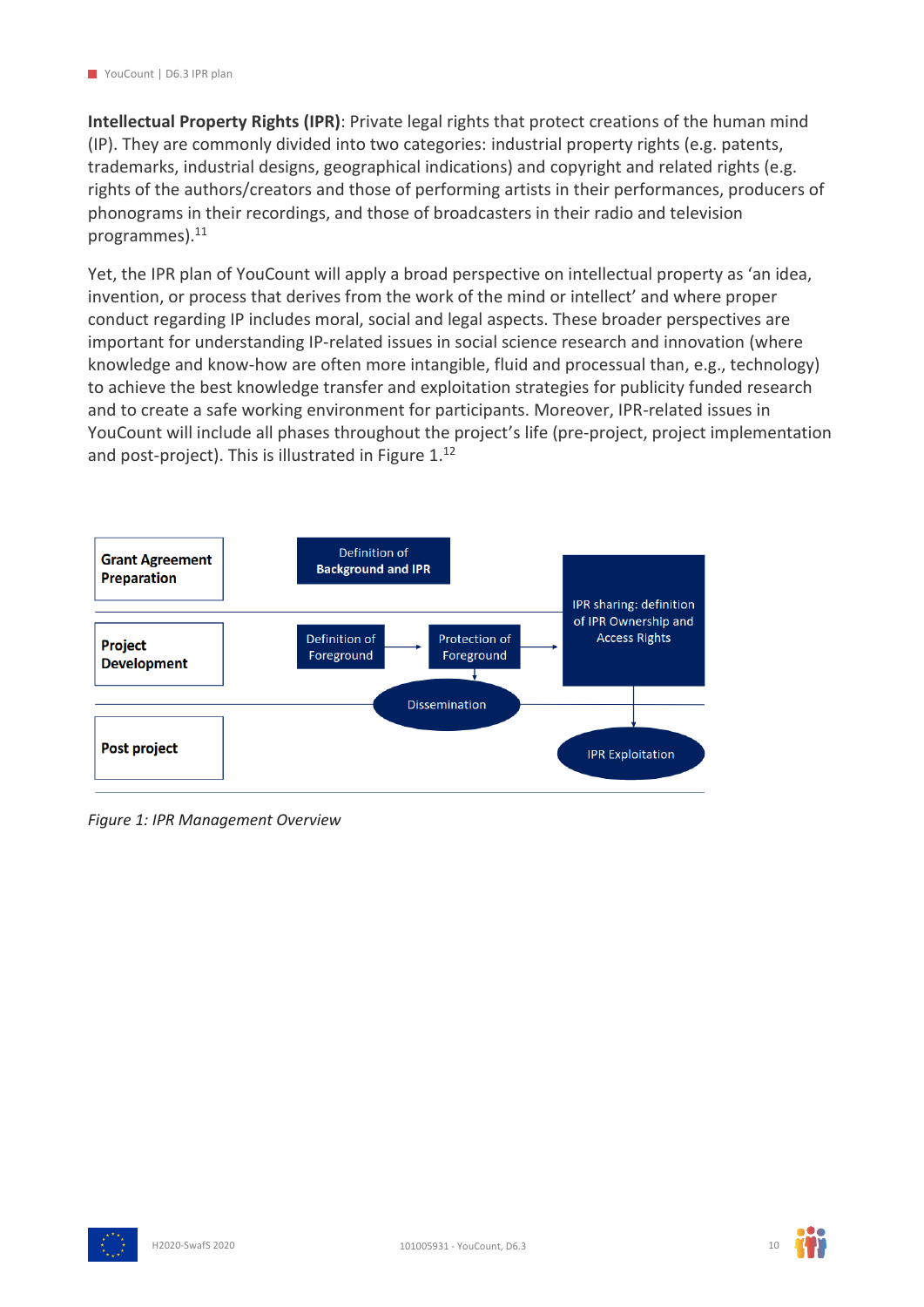**Intellectual Property Rights (IPR)**: Private legal rights that protect creations of the human mind (IP). They are commonly divided into two categories: industrial property rights (e.g. patents, trademarks, industrial designs, geographical indications) and copyright and related rights (e.g. rights of the authors/creators and those of performing artists in their performances, producers of phonograms in their recordings, and those of broadcasters in their radio and television programmes).[11]

Yet, the IPR plan of YouCount will apply a broad perspective on intellectual property as 'an idea, invention, or process that derives from the work of the mind or intellect' and where proper conduct regarding IP includes moral, social and legal aspects. These broader perspectives are important for understanding IP-related issues in social science research and innovation (where knowledge and know-how are often more intangible, fluid and processual than, e.g., technology) to achieve the best knowledge transfer and exploitation strategies for publicity funded research and to create a safe working environment for participants. Moreover, IPR-related issues in YouCount will include all phases throughout the project's life (pre-project, project implementation and post-project). This is illustrated in Figure 1.[12]

**Grant Agreement Preparation** — Definition of Background and IPR

**Project Development** — Definition of Foreground → Protection of Foreground → IPR sharing: definition of IPR Ownership and Access Rights

Dissemination

**Post project** — IPR Exploitation

*Figure 1: IPR Management Overview*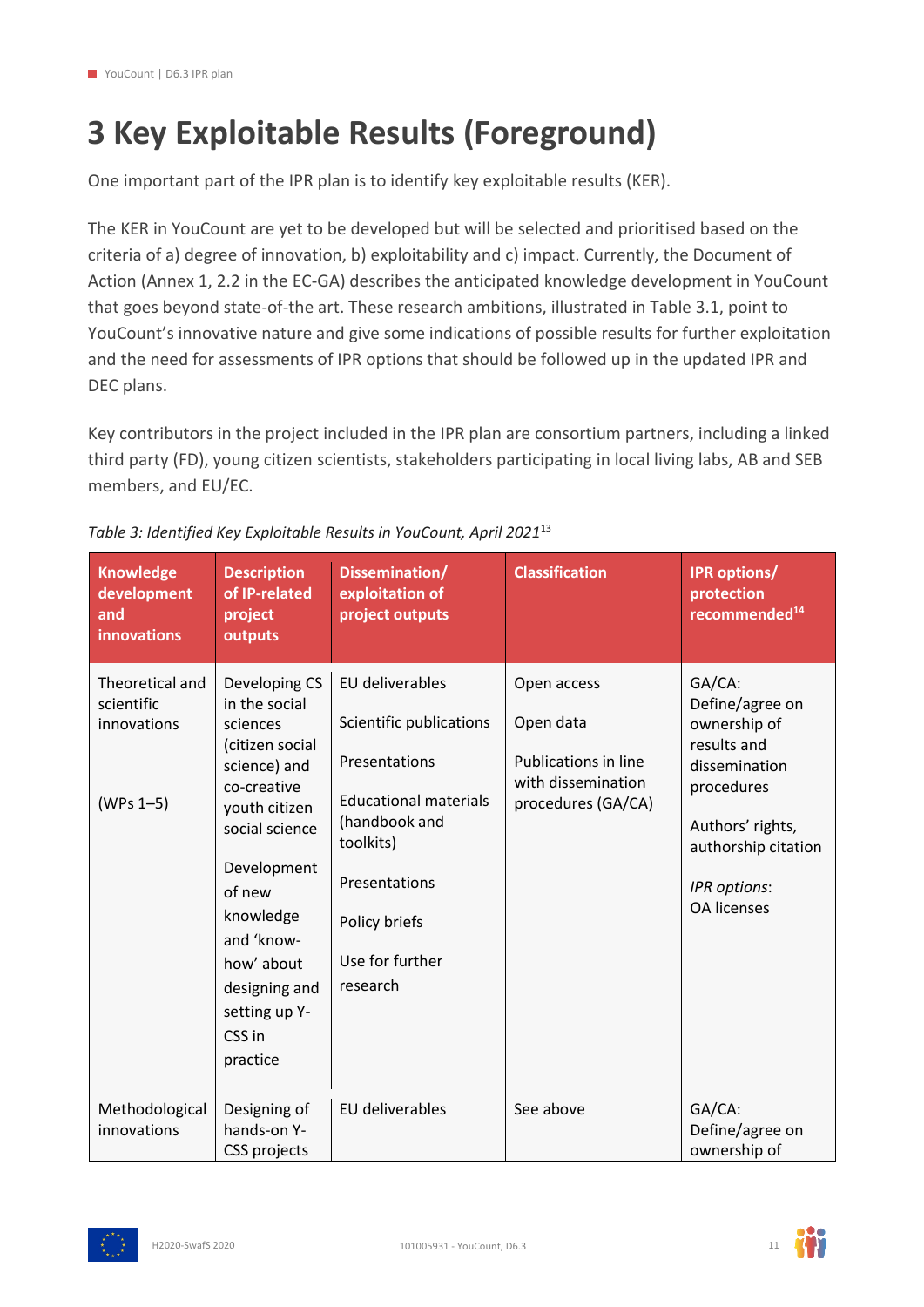# 3 Key Exploitable Results (Foreground)

One important part of the IPR plan is to identify key exploitable results (KER).

The KER in YouCount are yet to be developed but will be selected and prioritised based on the criteria of a) degree of innovation, b) exploitability and c) impact. Currently, the Document of Action (Annex 1, 2.2 in the EC-GA) describes the anticipated knowledge development in YouCount that goes beyond state-of-the art. These research ambitions, illustrated in Table 3.1, point to YouCount's innovative nature and give some indications of possible results for further exploitation and the need for assessments of IPR options that should be followed up in the updated IPR and DEC plans.

Key contributors in the project included in the IPR plan are consortium partners, including a linked third party (FD), young citizen scientists, stakeholders participating in local living labs, AB and SEB members, and EU/EC.

*Table 3: Identified Key Exploitable Results in YouCount, April 2021*[13]

| Knowledge development and innovations | Description of IP-related project outputs | Dissemination/ exploitation of project outputs | Classification | IPR options/ protection recommended[14] |
|---|---|---|---|---|
| Theoretical and scientific innovations<br><br>(WPs 1–5) | Developing CS in the social sciences (citizen social science) and co-creative youth citizen social science<br><br>Development of new knowledge and 'know-how' about designing and setting up Y-CSS in practice | EU deliverables<br><br>Scientific publications<br><br>Presentations<br><br>Educational materials (handbook and toolkits)<br><br>Presentations<br><br>Policy briefs<br><br>Use for further research | Open access<br><br>Open data<br><br>Publications in line with dissemination procedures (GA/CA) | GA/CA: Define/agree on ownership of results and dissemination procedures<br><br>Authors' rights, authorship citation<br><br>*IPR options*: OA licenses |
| Methodological innovations | Designing of hands-on Y-CSS projects | EU deliverables | See above | GA/CA: Define/agree on ownership of |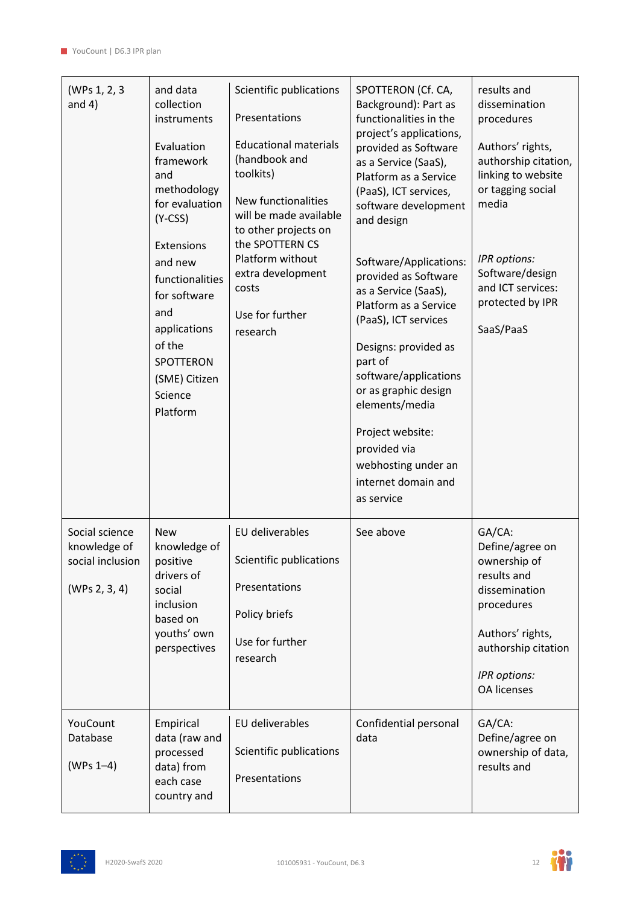| | | | | |
|---|---|---|---|---|
| (WPs 1, 2, 3 and 4) | and data collection instruments<br><br>Evaluation framework and methodology for evaluation (Y-CSS)<br><br>Extensions and new functionalities for software and applications of the SPOTTERON (SME) Citizen Science Platform | Scientific publications<br><br>Presentations<br><br>Educational materials (handbook and toolkits)<br><br>New functionalities will be made available to other projects on the SPOTTERN CS Platform without extra development costs<br><br>Use for further research | SPOTTERON (Cf. CA, Background): Part as functionalities in the project's applications, provided as Software as a Service (SaaS), Platform as a Service (PaaS), ICT services, software development and design<br><br>Software/Applications: provided as Software as a Service (SaaS), Platform as a Service (PaaS), ICT services<br><br>Designs: provided as part of software/applications or as graphic design elements/media<br><br>Project website: provided via webhosting under an internet domain and as service | results and dissemination procedures<br><br>Authors' rights, authorship citation, linking to website or tagging social media<br><br>*IPR options:* Software/design and ICT services: protected by IPR<br><br>SaaS/PaaS |
| Social science knowledge of social inclusion<br><br>(WPs 2, 3, 4) | New knowledge of positive drivers of social inclusion based on youths' own perspectives | EU deliverables<br><br>Scientific publications<br><br>Presentations<br><br>Policy briefs<br><br>Use for further research | See above | GA/CA: Define/agree on ownership of results and dissemination procedures<br><br>Authors' rights, authorship citation<br><br>*IPR options:* OA licenses |
| YouCount Database<br><br>(WPs 1–4) | Empirical data (raw and processed data) from each case country and | EU deliverables<br><br>Scientific publications<br><br>Presentations | Confidential personal data | GA/CA: Define/agree on ownership of data, results and |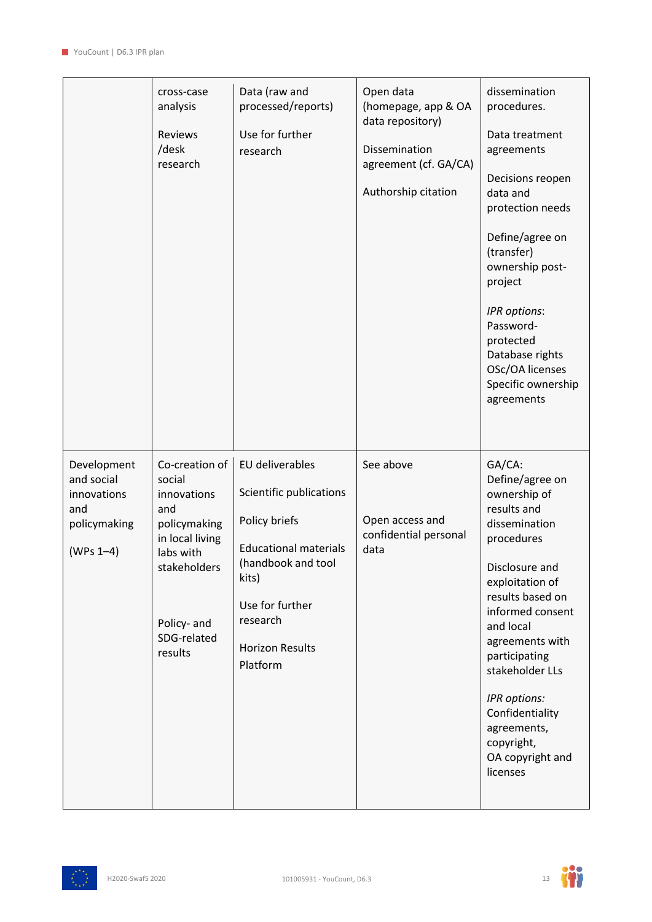| | | | | |
|---|---|---|---|---|
| | cross-case analysis<br><br>Reviews /desk research | Data (raw and processed/reports)<br><br>Use for further research | Open data (homepage, app & OA data repository)<br><br>Dissemination agreement (cf. GA/CA)<br><br>Authorship citation | dissemination procedures.<br><br>Data treatment agreements<br><br>Decisions reopen data and protection needs<br><br>Define/agree on (transfer) ownership post-project<br><br>*IPR options*: Password-protected Database rights OSc/OA licenses Specific ownership agreements |
| Development and social innovations and policymaking<br><br>(WPs 1–4) | Co-creation of social innovations and policymaking in local living labs with stakeholders<br><br>Policy- and SDG-related results | EU deliverables<br><br>Scientific publications<br><br>Policy briefs<br><br>Educational materials (handbook and tool kits)<br><br>Use for further research<br><br>Horizon Results Platform | See above<br><br>Open access and confidential personal data | GA/CA: Define/agree on ownership of results and dissemination procedures<br><br>Disclosure and exploitation of results based on informed consent and local agreements with participating stakeholder LLs<br><br>*IPR options:* Confidentiality agreements, copyright, OA copyright and licenses |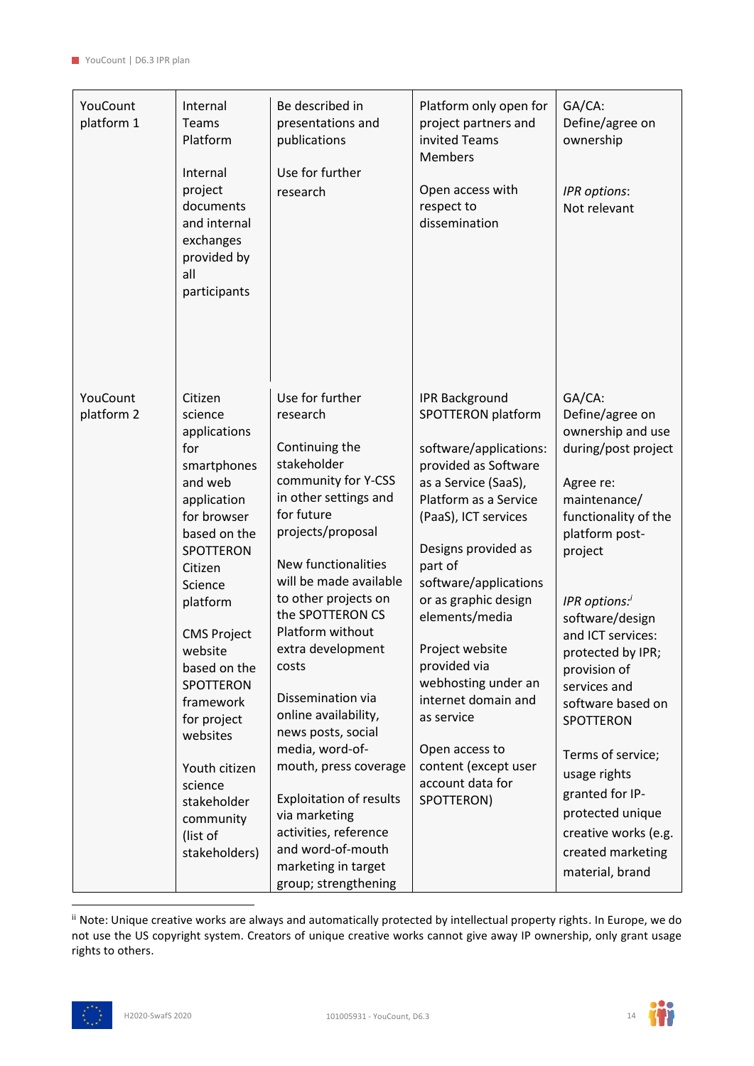| | | | | |
|---|---|---|---|---|
| YouCount platform 1 | Internal Teams Platform<br><br>Internal project documents and internal exchanges provided by all participants | Be described in presentations and publications<br><br>Use for further research | Platform only open for project partners and invited Teams Members<br><br>Open access with respect to dissemination | GA/CA: Define/agree on ownership<br><br>*IPR options*: Not relevant |
| YouCount platform 2 | Citizen science applications for smartphones and web application for browser based on the SPOTTERON Citizen Science platform<br><br>CMS Project website based on the SPOTTERON framework for project websites<br><br>Youth citizen science stakeholder community (list of stakeholders) | Use for further research<br><br>Continuing the stakeholder community for Y-CSS in other settings and for future projects/proposal<br><br>New functionalities will be made available to other projects on the SPOTTERON CS Platform without extra development costs<br><br>Dissemination via online availability, news posts, social media, word-of-mouth, press coverage<br><br>Exploitation of results via marketing activities, reference and word-of-mouth marketing in target group; strengthening | IPR Background SPOTTERON platform<br><br>software/applications: provided as Software as a Service (SaaS), Platform as a Service (PaaS), ICT services<br><br>Designs provided as part of software/applications or as graphic design elements/media<br><br>Project website provided via webhosting under an internet domain and as service<br><br>Open access to content (except user account data for SPOTTERON) | GA/CA: Define/agree on ownership and use during/post project<br><br>Agree re: maintenance/ functionality of the platform post-project<br><br>*IPR options:*[i] software/design and ICT services: protected by IPR; provision of services and software based on SPOTTERON<br><br>Terms of service; usage rights granted for IP-protected unique creative works (e.g. created marketing material, brand |

[ii] Note: Unique creative works are always and automatically protected by intellectual property rights. In Europe, we do not use the US copyright system. Creators of unique creative works cannot give away IP ownership, only grant usage rights to others.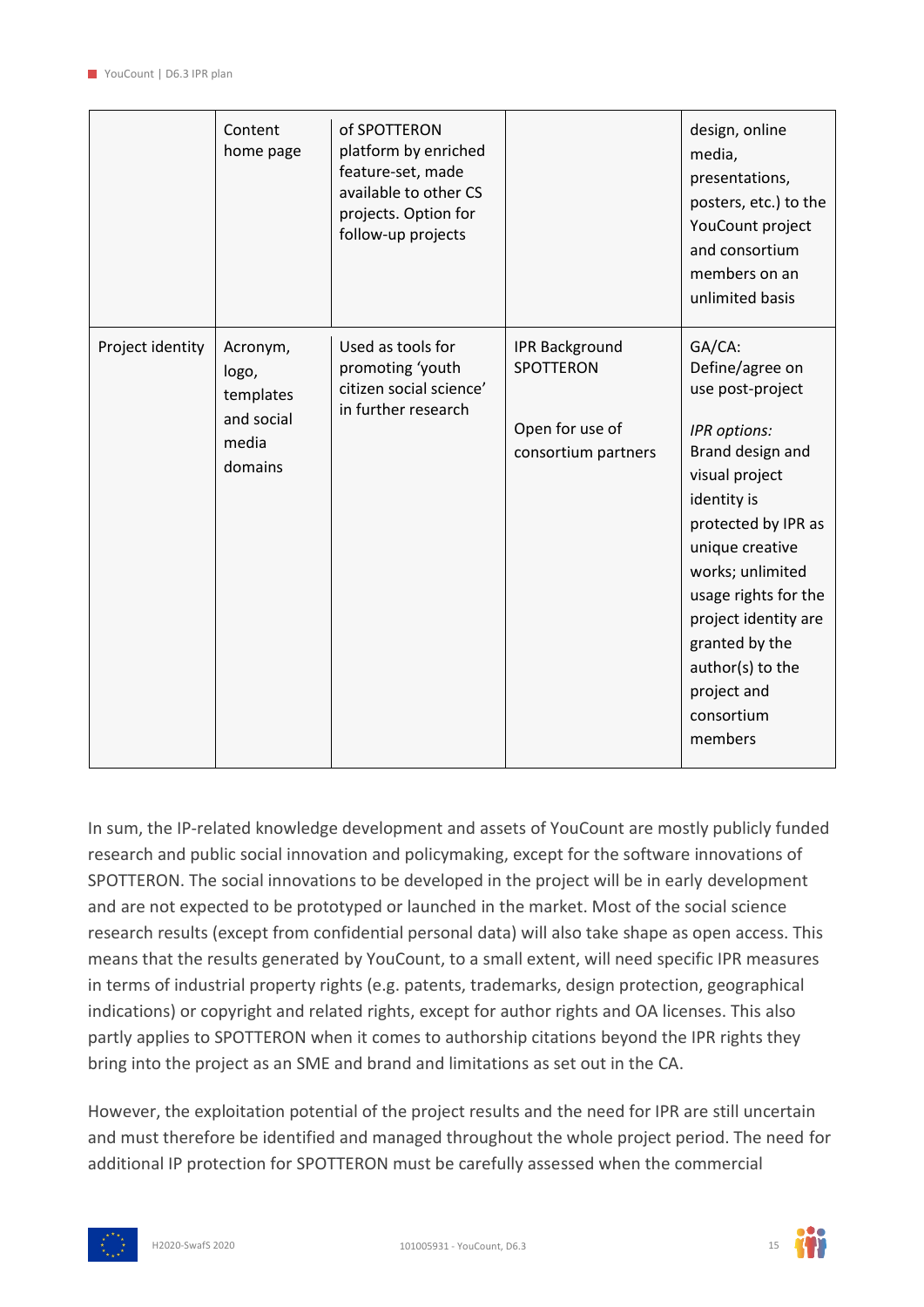|  |  |  |  |  |
|---|---|---|---|---|
|  | Content home page | of SPOTTERON platform by enriched feature-set, made available to other CS projects. Option for follow-up projects |  | design, online media, presentations, posters, etc.) to the YouCount project and consortium members on an unlimited basis |
| Project identity | Acronym, logo, templates and social media domains | Used as tools for promoting 'youth citizen social science' in further research | IPR Background SPOTTERON<br><br>Open for use of consortium partners | GA/CA: Define/agree on use post-project<br><br>*IPR options:* Brand design and visual project identity is protected by IPR as unique creative works; unlimited usage rights for the project identity are granted by the author(s) to the project and consortium members |

In sum, the IP-related knowledge development and assets of YouCount are mostly publicly funded research and public social innovation and policymaking, except for the software innovations of SPOTTERON. The social innovations to be developed in the project will be in early development and are not expected to be prototyped or launched in the market. Most of the social science research results (except from confidential personal data) will also take shape as open access. This means that the results generated by YouCount, to a small extent, will need specific IPR measures in terms of industrial property rights (e.g. patents, trademarks, design protection, geographical indications) or copyright and related rights, except for author rights and OA licenses. This also partly applies to SPOTTERON when it comes to authorship citations beyond the IPR rights they bring into the project as an SME and brand and limitations as set out in the CA.

However, the exploitation potential of the project results and the need for IPR are still uncertain and must therefore be identified and managed throughout the whole project period. The need for additional IP protection for SPOTTERON must be carefully assessed when the commercial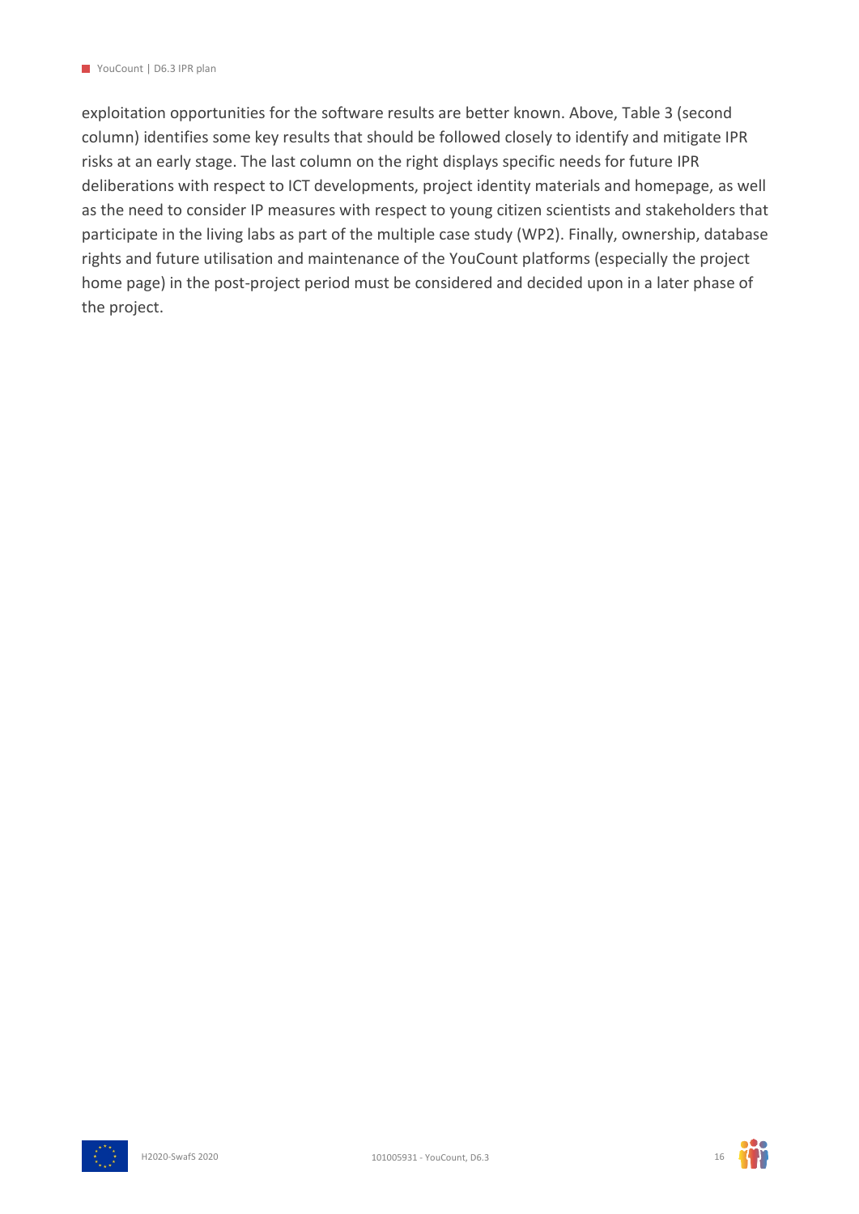exploitation opportunities for the software results are better known. Above, Table 3 (second column) identifies some key results that should be followed closely to identify and mitigate IPR risks at an early stage. The last column on the right displays specific needs for future IPR deliberations with respect to ICT developments, project identity materials and homepage, as well as the need to consider IP measures with respect to young citizen scientists and stakeholders that participate in the living labs as part of the multiple case study (WP2). Finally, ownership, database rights and future utilisation and maintenance of the YouCount platforms (especially the project home page) in the post-project period must be considered and decided upon in a later phase of the project.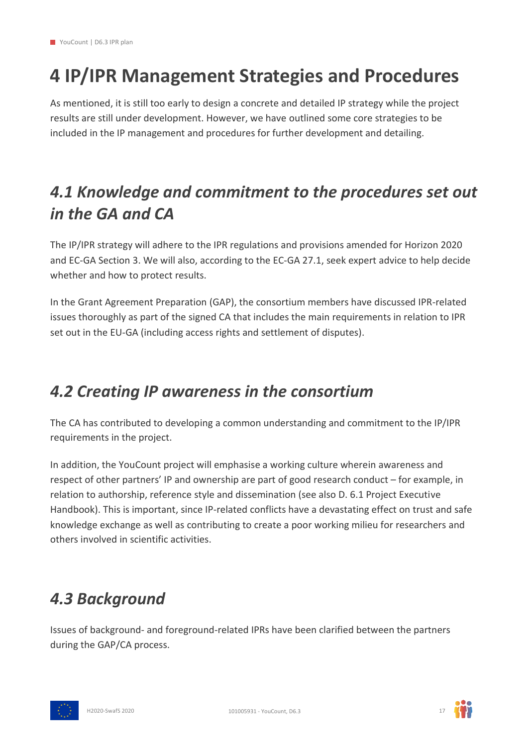# 4 IP/IPR Management Strategies and Procedures

As mentioned, it is still too early to design a concrete and detailed IP strategy while the project results are still under development. However, we have outlined some core strategies to be included in the IP management and procedures for further development and detailing.

## *4.1 Knowledge and commitment to the procedures set out in the GA and CA*

The IP/IPR strategy will adhere to the IPR regulations and provisions amended for Horizon 2020 and EC-GA Section 3. We will also, according to the EC-GA 27.1, seek expert advice to help decide whether and how to protect results.

In the Grant Agreement Preparation (GAP), the consortium members have discussed IPR-related issues thoroughly as part of the signed CA that includes the main requirements in relation to IPR set out in the EU-GA (including access rights and settlement of disputes).

## *4.2 Creating IP awareness in the consortium*

The CA has contributed to developing a common understanding and commitment to the IP/IPR requirements in the project.

In addition, the YouCount project will emphasise a working culture wherein awareness and respect of other partners' IP and ownership are part of good research conduct – for example, in relation to authorship, reference style and dissemination (see also D. 6.1 Project Executive Handbook). This is important, since IP-related conflicts have a devastating effect on trust and safe knowledge exchange as well as contributing to create a poor working milieu for researchers and others involved in scientific activities.

## *4.3 Background*

Issues of background- and foreground-related IPRs have been clarified between the partners during the GAP/CA process.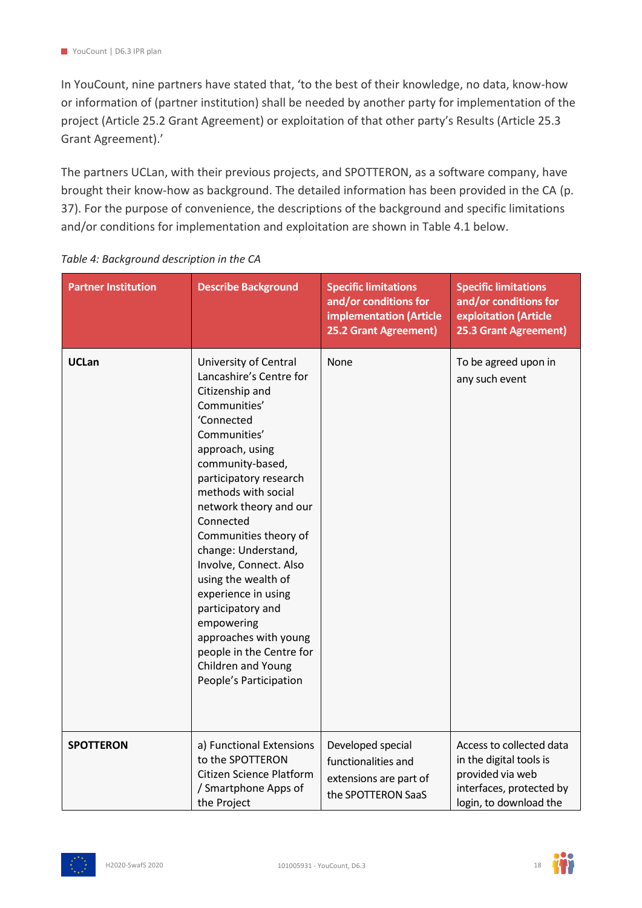In YouCount, nine partners have stated that, 'to the best of their knowledge, no data, know-how or information of (partner institution) shall be needed by another party for implementation of the project (Article 25.2 Grant Agreement) or exploitation of that other party's Results (Article 25.3 Grant Agreement).'

The partners UCLan, with their previous projects, and SPOTTERON, as a software company, have brought their know-how as background. The detailed information has been provided in the CA (p. 37). For the purpose of convenience, the descriptions of the background and specific limitations and/or conditions for implementation and exploitation are shown in Table 4.1 below.

*Table 4: Background description in the CA*

| Partner Institution | Describe Background | Specific limitations and/or conditions for implementation (Article 25.2 Grant Agreement) | Specific limitations and/or conditions for exploitation (Article 25.3 Grant Agreement) |
|---|---|---|---|
| **UCLan** | University of Central Lancashire's Centre for Citizenship and Communities' 'Connected Communities' approach, using community-based, participatory research methods with social network theory and our Connected Communities theory of change: Understand, Involve, Connect. Also using the wealth of experience in using participatory and empowering approaches with young people in the Centre for Children and Young People's Participation | None | To be agreed upon in any such event |
| **SPOTTERON** | a) Functional Extensions to the SPOTTERON Citizen Science Platform / Smartphone Apps of the Project | Developed special functionalities and extensions are part of the SPOTTERON SaaS | Access to collected data in the digital tools is provided via web interfaces, protected by login, to download the |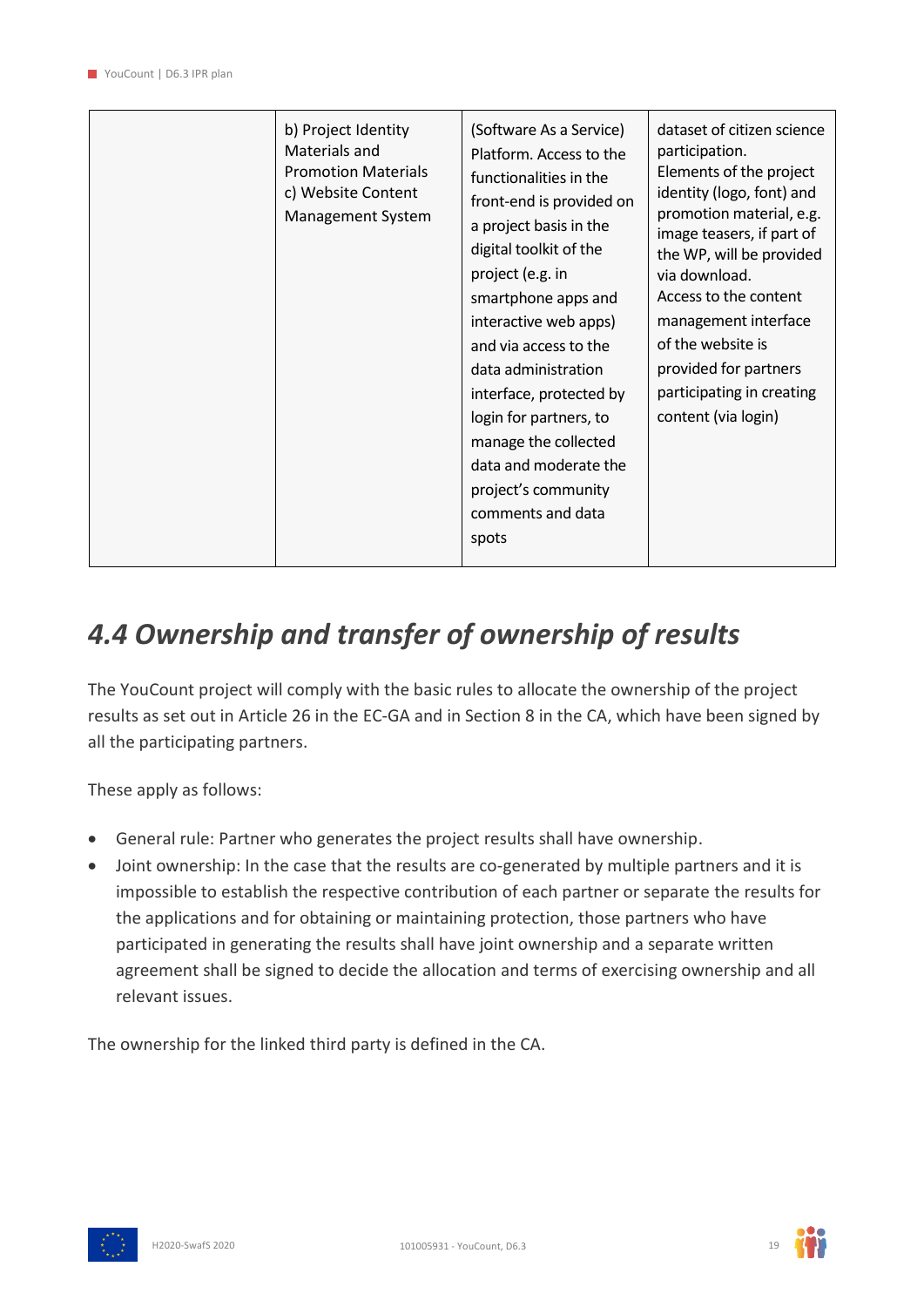| | | | |
|---|---|---|---|
| | b) Project Identity Materials and Promotion Materials<br>c) Website Content Management System | (Software As a Service) Platform. Access to the functionalities in the front-end is provided on a project basis in the digital toolkit of the project (e.g. in smartphone apps and interactive web apps) and via access to the data administration interface, protected by login for partners, to manage the collected data and moderate the project's community comments and data spots | dataset of citizen science participation.<br>Elements of the project identity (logo, font) and promotion material, e.g. image teasers, if part of the WP, will be provided via download.<br>Access to the content management interface of the website is provided for partners participating in creating content (via login) |

## *4.4 Ownership and transfer of ownership of results*

The YouCount project will comply with the basic rules to allocate the ownership of the project results as set out in Article 26 in the EC-GA and in Section 8 in the CA, which have been signed by all the participating partners.

These apply as follows:

- General rule: Partner who generates the project results shall have ownership.
- Joint ownership: In the case that the results are co-generated by multiple partners and it is impossible to establish the respective contribution of each partner or separate the results for the applications and for obtaining or maintaining protection, those partners who have participated in generating the results shall have joint ownership and a separate written agreement shall be signed to decide the allocation and terms of exercising ownership and all relevant issues.

The ownership for the linked third party is defined in the CA.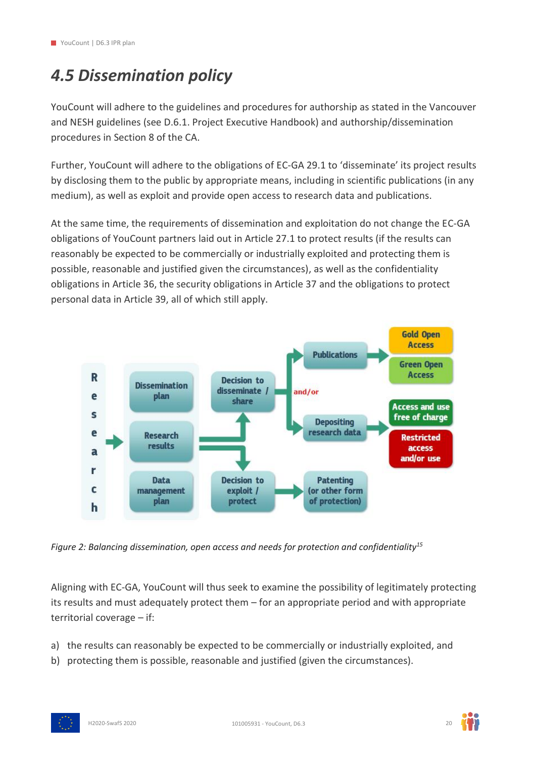## 4.5 Dissemination policy

YouCount will adhere to the guidelines and procedures for authorship as stated in the Vancouver and NESH guidelines (see D.6.1. Project Executive Handbook) and authorship/dissemination procedures in Section 8 of the CA.

Further, YouCount will adhere to the obligations of EC-GA 29.1 to 'disseminate' its project results by disclosing them to the public by appropriate means, including in scientific publications (in any medium), as well as exploit and provide open access to research data and publications.

At the same time, the requirements of dissemination and exploitation do not change the EC-GA obligations of YouCount partners laid out in Article 27.1 to protect results (if the results can reasonably be expected to be commercially or industrially exploited and protecting them is possible, reasonable and justified given the circumstances), as well as the confidentiality obligations in Article 36, the security obligations in Article 37 and the obligations to protect personal data in Article 39, all of which still apply.

*Figure 2: Balancing dissemination, open access and needs for protection and confidentiality*[15]

Aligning with EC-GA, YouCount will thus seek to examine the possibility of legitimately protecting its results and must adequately protect them – for an appropriate period and with appropriate territorial coverage – if:

a) the results can reasonably be expected to be commercially or industrially exploited, and
b) protecting them is possible, reasonable and justified (given the circumstances).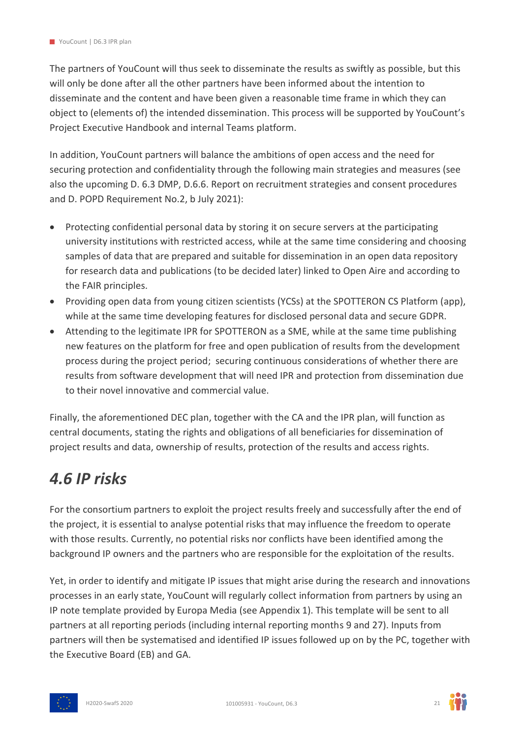The partners of YouCount will thus seek to disseminate the results as swiftly as possible, but this will only be done after all the other partners have been informed about the intention to disseminate and the content and have been given a reasonable time frame in which they can object to (elements of) the intended dissemination. This process will be supported by YouCount's Project Executive Handbook and internal Teams platform.

In addition, YouCount partners will balance the ambitions of open access and the need for securing protection and confidentiality through the following main strategies and measures (see also the upcoming D. 6.3 DMP, D.6.6. Report on recruitment strategies and consent procedures and D. POPD Requirement No.2, b July 2021):

- Protecting confidential personal data by storing it on secure servers at the participating university institutions with restricted access, while at the same time considering and choosing samples of data that are prepared and suitable for dissemination in an open data repository for research data and publications (to be decided later) linked to Open Aire and according to the FAIR principles.
- Providing open data from young citizen scientists (YCSs) at the SPOTTERON CS Platform (app), while at the same time developing features for disclosed personal data and secure GDPR.
- Attending to the legitimate IPR for SPOTTERON as a SME, while at the same time publishing new features on the platform for free and open publication of results from the development process during the project period; securing continuous considerations of whether there are results from software development that will need IPR and protection from dissemination due to their novel innovative and commercial value.

Finally, the aforementioned DEC plan, together with the CA and the IPR plan, will function as central documents, stating the rights and obligations of all beneficiaries for dissemination of project results and data, ownership of results, protection of the results and access rights.

## *4.6 IP risks*

For the consortium partners to exploit the project results freely and successfully after the end of the project, it is essential to analyse potential risks that may influence the freedom to operate with those results. Currently, no potential risks nor conflicts have been identified among the background IP owners and the partners who are responsible for the exploitation of the results.

Yet, in order to identify and mitigate IP issues that might arise during the research and innovations processes in an early state, YouCount will regularly collect information from partners by using an IP note template provided by Europa Media (see Appendix 1). This template will be sent to all partners at all reporting periods (including internal reporting months 9 and 27). Inputs from partners will then be systematised and identified IP issues followed up on by the PC, together with the Executive Board (EB) and GA.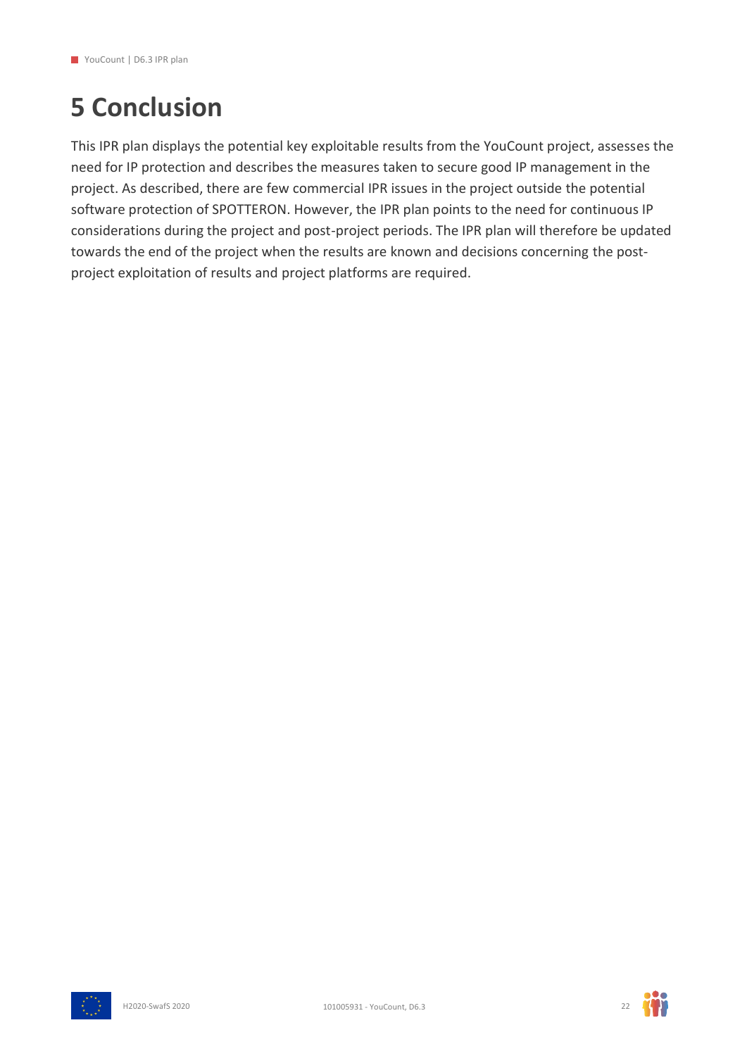# 5 Conclusion

This IPR plan displays the potential key exploitable results from the YouCount project, assesses the need for IP protection and describes the measures taken to secure good IP management in the project. As described, there are few commercial IPR issues in the project outside the potential software protection of SPOTTERON. However, the IPR plan points to the need for continuous IP considerations during the project and post-project periods. The IPR plan will therefore be updated towards the end of the project when the results are known and decisions concerning the post-project exploitation of results and project platforms are required.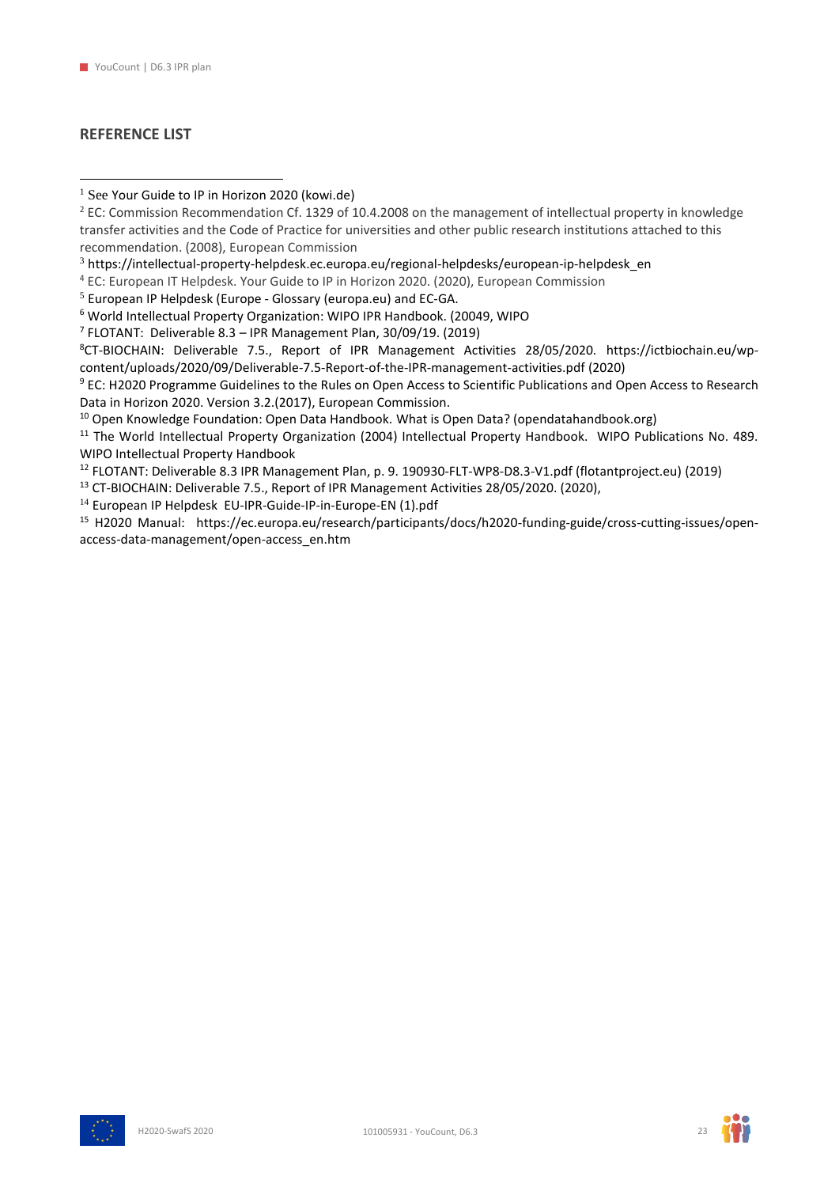## REFERENCE LIST

[1] See Your Guide to IP in Horizon 2020 (kowi.de)

[2] EC: Commission Recommendation Cf. 1329 of 10.4.2008 on the management of intellectual property in knowledge transfer activities and the Code of Practice for universities and other public research institutions attached to this recommendation. (2008), European Commission

[3] https://intellectual-property-helpdesk.ec.europa.eu/regional-helpdesks/european-ip-helpdesk_en

[4] EC: European IT Helpdesk. Your Guide to IP in Horizon 2020. (2020), European Commission

[5] European IP Helpdesk (Europe - Glossary (europa.eu) and EC-GA.

[6] World Intellectual Property Organization: WIPO IPR Handbook. (20049, WIPO

[7] FLOTANT: Deliverable 8.3 – IPR Management Plan, 30/09/19. (2019)

[8] CT-BIOCHAIN: Deliverable 7.5., Report of IPR Management Activities 28/05/2020. https://ictbiochain.eu/wp-content/uploads/2020/09/Deliverable-7.5-Report-of-the-IPR-management-activities.pdf (2020)

[9] EC: H2020 Programme Guidelines to the Rules on Open Access to Scientific Publications and Open Access to Research Data in Horizon 2020. Version 3.2.(2017), European Commission.

[10] Open Knowledge Foundation: Open Data Handbook. What is Open Data? (opendatahandbook.org)

[11] The World Intellectual Property Organization (2004) Intellectual Property Handbook. WIPO Publications No. 489. WIPO Intellectual Property Handbook

[12] FLOTANT: Deliverable 8.3 IPR Management Plan, p. 9. 190930-FLT-WP8-D8.3-V1.pdf (flotantproject.eu) (2019)

[13] CT-BIOCHAIN: Deliverable 7.5., Report of IPR Management Activities 28/05/2020. (2020),

[14] European IP Helpdesk EU-IPR-Guide-IP-in-Europe-EN (1).pdf

[15] H2020 Manual: https://ec.europa.eu/research/participants/docs/h2020-funding-guide/cross-cutting-issues/open-access-data-management/open-access_en.htm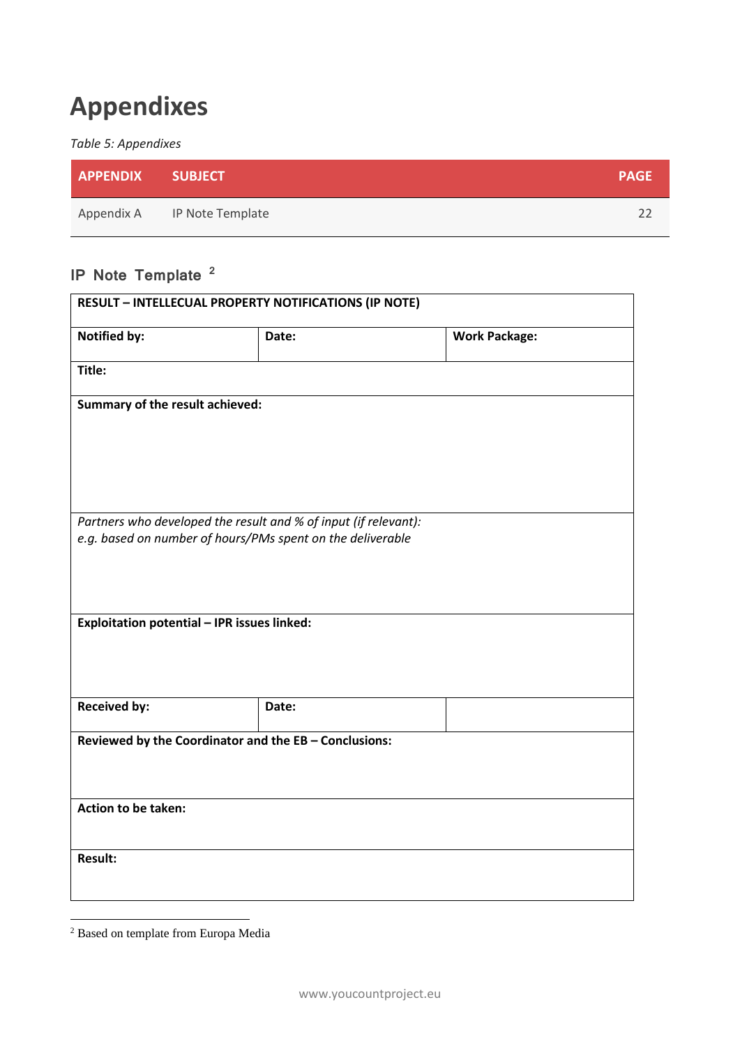# Appendixes

*Table 5: Appendixes*

| APPENDIX | SUBJECT | PAGE |
|---|---|---|
| Appendix A | IP Note Template | 22 |

## IP Note Template [2]

| **RESULT – INTELLECUAL PROPERTY NOTIFICATIONS (IP NOTE)** | | |
|---|---|---|
| **Notified by:** | **Date:** | **Work Package:** |
| **Title:** | | |
| **Summary of the result achieved:** | | |
| *Partners who developed the result and % of input (if relevant):* *e.g. based on number of hours/PMs spent on the deliverable* | | |
| **Exploitation potential – IPR issues linked:** | | |
| **Received by:** | **Date:** | |
| **Reviewed by the Coordinator and the EB – Conclusions:** | | |
| **Action to be taken:** | | |
| **Result:** | | |

[2] Based on template from Europa Media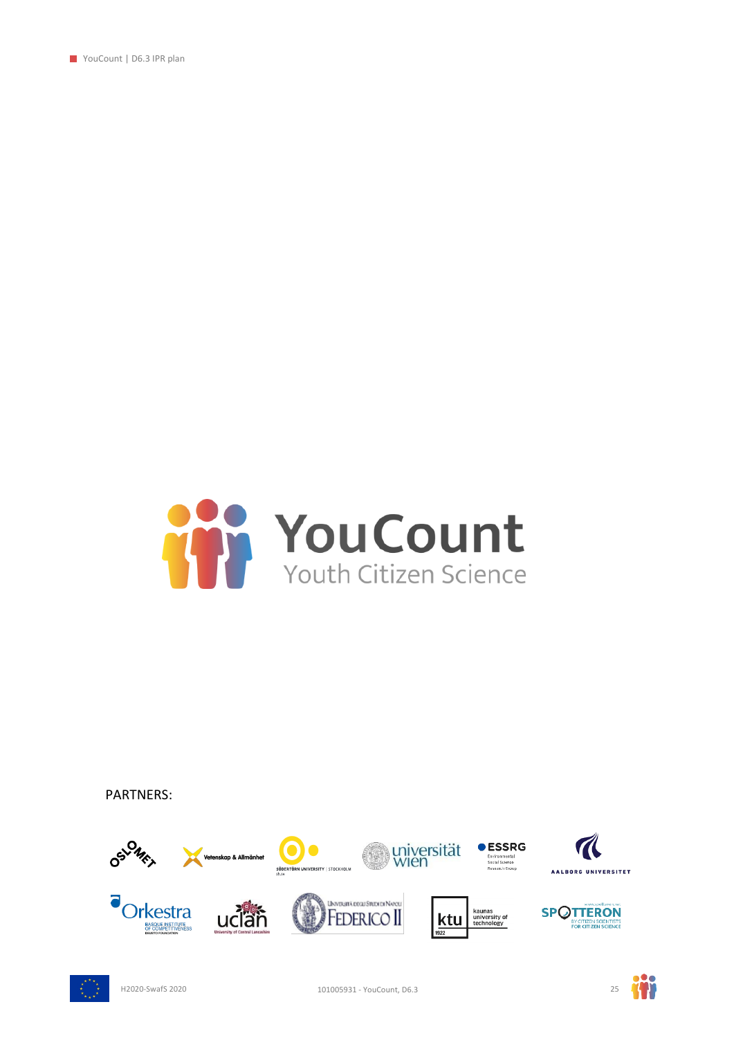YouCount

Youth Citizen Science

PARTNERS: